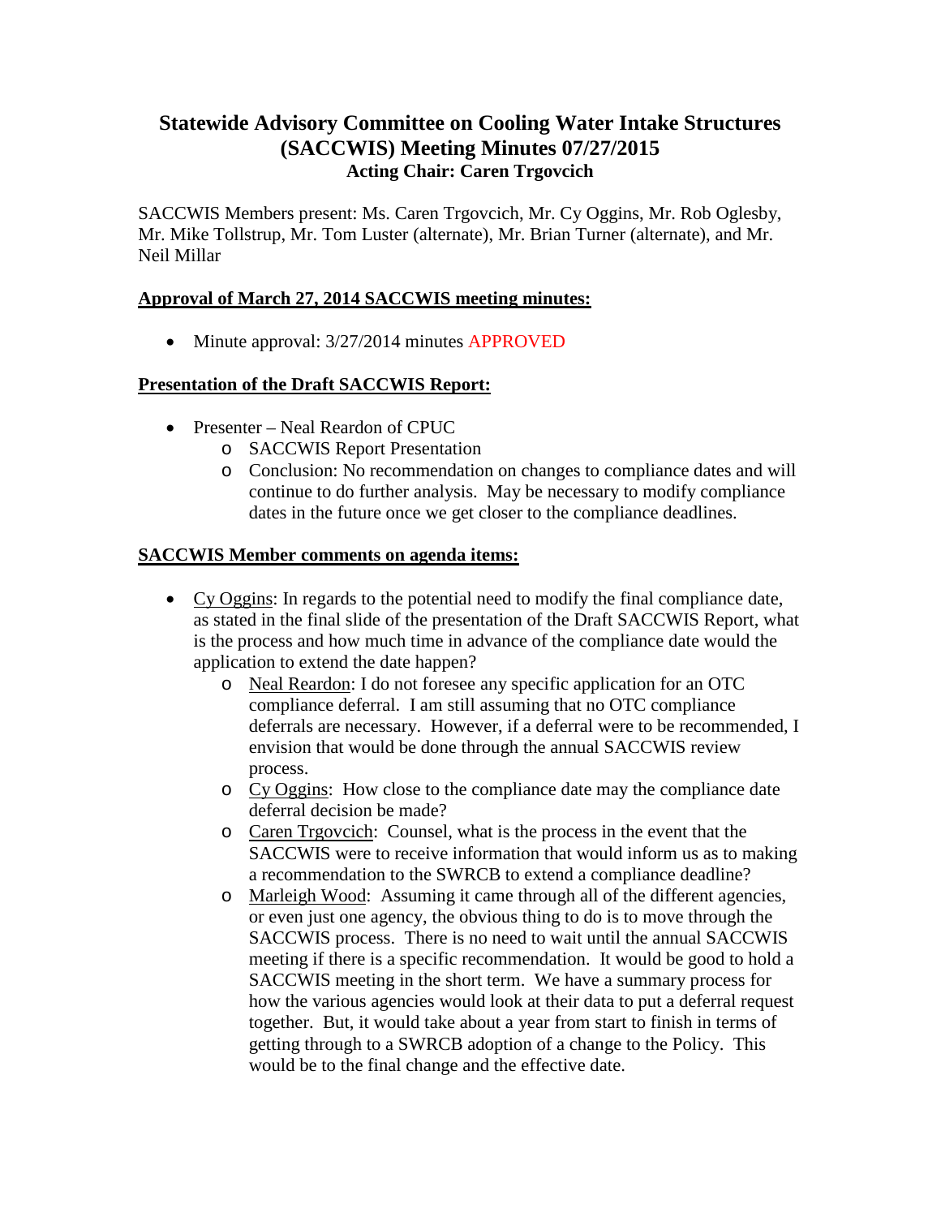# Statewide Advisory Committee on Cooling Water Intake Structures (SACCWIS) Meeting Minutes 07/27/2015

**Acting Chair: Caren Trgovcich**

SACCWIS Members present: Ms. Caren Trgovcich, Mr. Cy Oggins, Mr. Rob Oglesby, Mr. Mike Tollstrup, Mr. Tom Luster (alternate), Mr. Brian Turner (alternate), and Mr. Neil Millar

## Approval of March 27, 2014 SACCWIS meeting minutes:

- Minute approval: 3/27/2014 minutes APPROVED

## Presentation of the Draft SACCWIS Report:

- Presenter – Neal Reardon of CPUC
  - SACCWIS Report Presentation
  - Conclusion: No recommendation on changes to compliance dates and will continue to do further analysis. May be necessary to modify compliance dates in the future once we get closer to the compliance deadlines.

## SACCWIS Member comments on agenda items:

- Cy Oggins: In regards to the potential need to modify the final compliance date, as stated in the final slide of the presentation of the Draft SACCWIS Report, what is the process and how much time in advance of the compliance date would the application to extend the date happen?
  - Neal Reardon: I do not foresee any specific application for an OTC compliance deferral. I am still assuming that no OTC compliance deferrals are necessary. However, if a deferral were to be recommended, I envision that would be done through the annual SACCWIS review process.
  - Cy Oggins: How close to the compliance date may the compliance date deferral decision be made?
  - Caren Trgovcich: Counsel, what is the process in the event that the SACCWIS were to receive information that would inform us as to making a recommendation to the SWRCB to extend a compliance deadline?
  - Marleigh Wood: Assuming it came through all of the different agencies, or even just one agency, the obvious thing to do is to move through the SACCWIS process. There is no need to wait until the annual SACCWIS meeting if there is a specific recommendation. It would be good to hold a SACCWIS meeting in the short term. We have a summary process for how the various agencies would look at their data to put a deferral request together. But, it would take about a year from start to finish in terms of getting through to a SWRCB adoption of a change to the Policy. This would be to the final change and the effective date.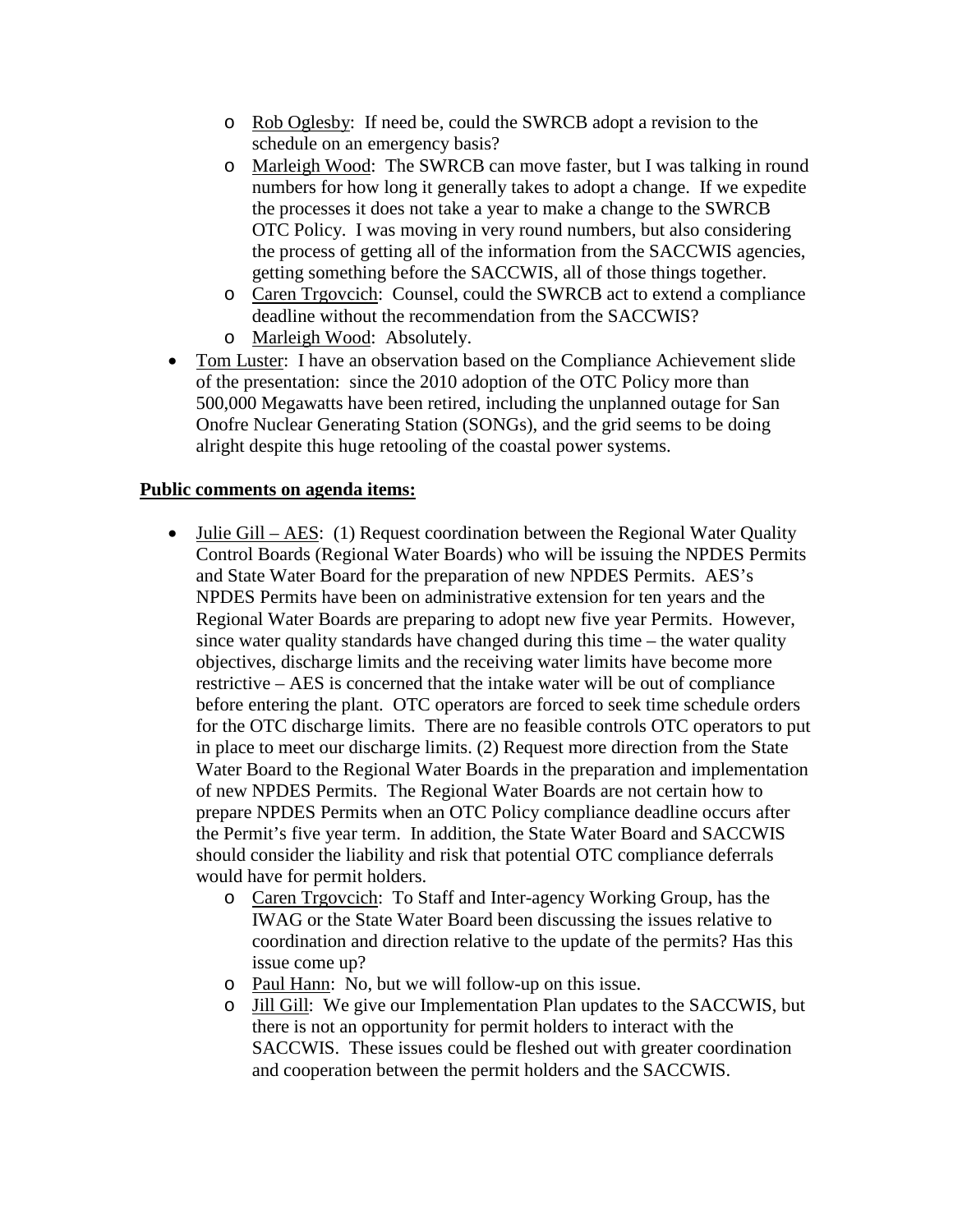- Rob Oglesby: If need be, could the SWRCB adopt a revision to the schedule on an emergency basis?
- Marleigh Wood: The SWRCB can move faster, but I was talking in round numbers for how long it generally takes to adopt a change. If we expedite the processes it does not take a year to make a change to the SWRCB OTC Policy. I was moving in very round numbers, but also considering the process of getting all of the information from the SACCWIS agencies, getting something before the SACCWIS, all of those things together.
- Caren Trgovcich: Counsel, could the SWRCB act to extend a compliance deadline without the recommendation from the SACCWIS?
- Marleigh Wood: Absolutely.

- Tom Luster: I have an observation based on the Compliance Achievement slide of the presentation: since the 2010 adoption of the OTC Policy more than 500,000 Megawatts have been retired, including the unplanned outage for San Onofre Nuclear Generating Station (SONGs), and the grid seems to be doing alright despite this huge retooling of the coastal power systems.

**Public comments on agenda items:**

- Julie Gill – AES: (1) Request coordination between the Regional Water Quality Control Boards (Regional Water Boards) who will be issuing the NPDES Permits and State Water Board for the preparation of new NPDES Permits. AES's NPDES Permits have been on administrative extension for ten years and the Regional Water Boards are preparing to adopt new five year Permits. However, since water quality standards have changed during this time – the water quality objectives, discharge limits and the receiving water limits have become more restrictive – AES is concerned that the intake water will be out of compliance before entering the plant. OTC operators are forced to seek time schedule orders for the OTC discharge limits. There are no feasible controls OTC operators to put in place to meet our discharge limits. (2) Request more direction from the State Water Board to the Regional Water Boards in the preparation and implementation of new NPDES Permits. The Regional Water Boards are not certain how to prepare NPDES Permits when an OTC Policy compliance deadline occurs after the Permit's five year term. In addition, the State Water Board and SACCWIS should consider the liability and risk that potential OTC compliance deferrals would have for permit holders.
  - Caren Trgovcich: To Staff and Inter-agency Working Group, has the IWAG or the State Water Board been discussing the issues relative to coordination and direction relative to the update of the permits? Has this issue come up?
  - Paul Hann: No, but we will follow-up on this issue.
  - Jill Gill: We give our Implementation Plan updates to the SACCWIS, but there is not an opportunity for permit holders to interact with the SACCWIS. These issues could be fleshed out with greater coordination and cooperation between the permit holders and the SACCWIS.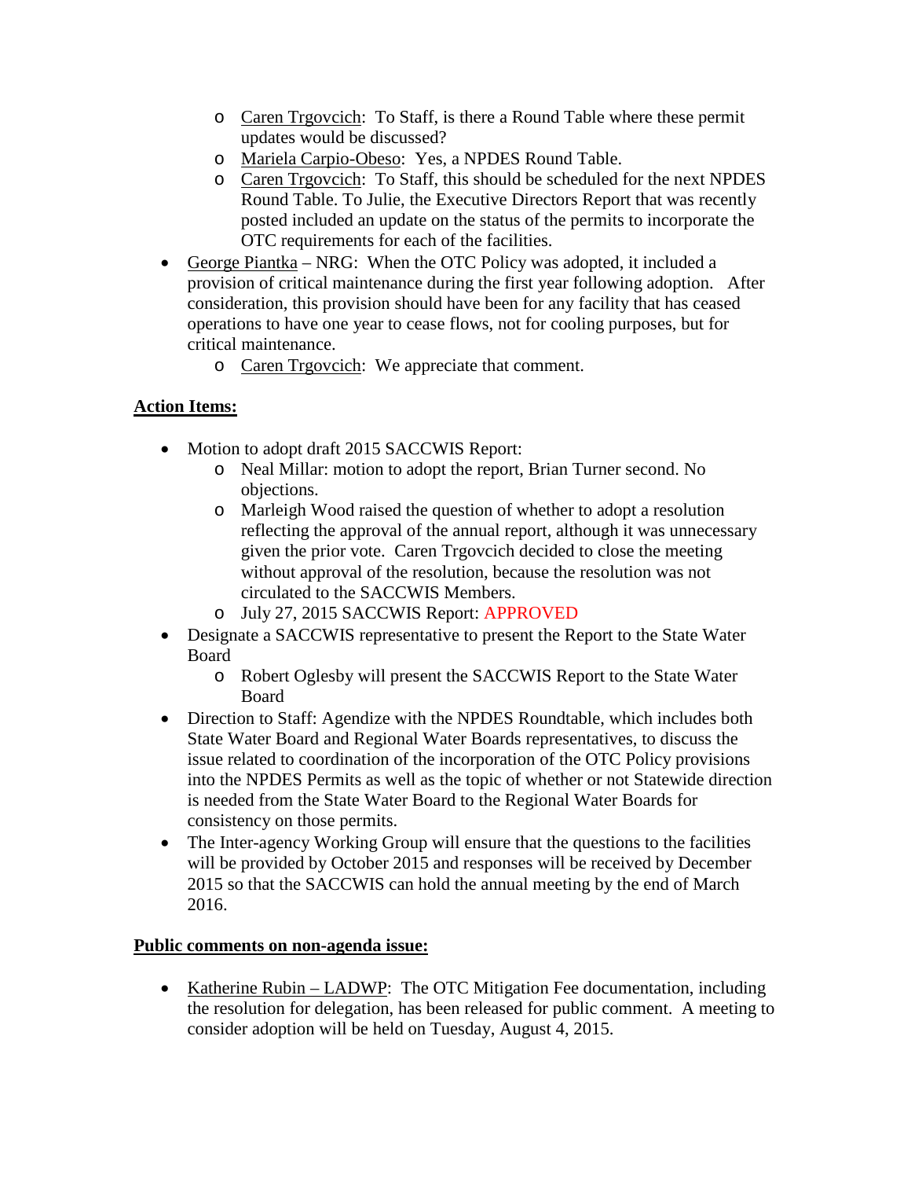- Caren Trgovcich: To Staff, is there a Round Table where these permit updates would be discussed?
  - Mariela Carpio-Obeso: Yes, a NPDES Round Table.
  - Caren Trgovcich: To Staff, this should be scheduled for the next NPDES Round Table. To Julie, the Executive Directors Report that was recently posted included an update on the status of the permits to incorporate the OTC requirements for each of the facilities.
- George Piantka – NRG: When the OTC Policy was adopted, it included a provision of critical maintenance during the first year following adoption. After consideration, this provision should have been for any facility that has ceased operations to have one year to cease flows, not for cooling purposes, but for critical maintenance.
  - Caren Trgovcich: We appreciate that comment.

**Action Items:**

- Motion to adopt draft 2015 SACCWIS Report:
  - Neal Millar: motion to adopt the report, Brian Turner second. No objections.
  - Marleigh Wood raised the question of whether to adopt a resolution reflecting the approval of the annual report, although it was unnecessary given the prior vote. Caren Trgovcich decided to close the meeting without approval of the resolution, because the resolution was not circulated to the SACCWIS Members.
  - July 27, 2015 SACCWIS Report: APPROVED
- Designate a SACCWIS representative to present the Report to the State Water Board
  - Robert Oglesby will present the SACCWIS Report to the State Water Board
- Direction to Staff: Agendize with the NPDES Roundtable, which includes both State Water Board and Regional Water Boards representatives, to discuss the issue related to coordination of the incorporation of the OTC Policy provisions into the NPDES Permits as well as the topic of whether or not Statewide direction is needed from the State Water Board to the Regional Water Boards for consistency on those permits.
- The Inter-agency Working Group will ensure that the questions to the facilities will be provided by October 2015 and responses will be received by December 2015 so that the SACCWIS can hold the annual meeting by the end of March 2016.

**Public comments on non-agenda issue:**

- Katherine Rubin – LADWP: The OTC Mitigation Fee documentation, including the resolution for delegation, has been released for public comment. A meeting to consider adoption will be held on Tuesday, August 4, 2015.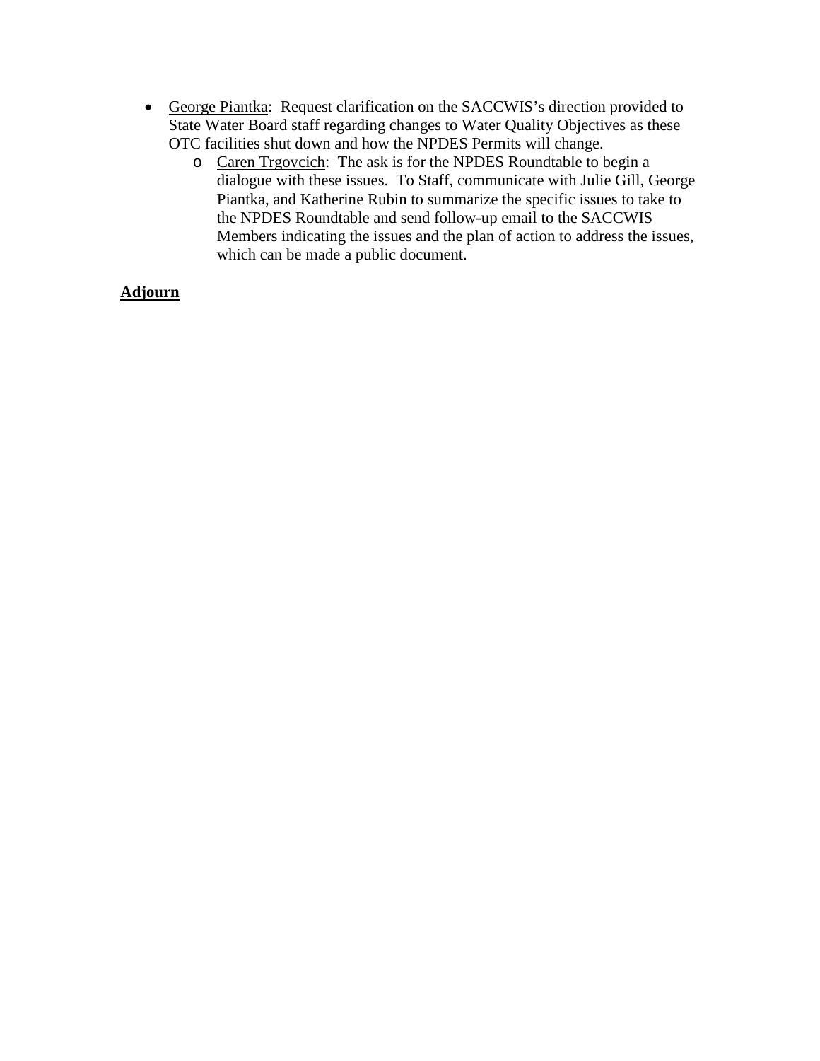- George Piantka: Request clarification on the SACCWIS's direction provided to State Water Board staff regarding changes to Water Quality Objectives as these OTC facilities shut down and how the NPDES Permits will change.
    - Caren Trgovcich: The ask is for the NPDES Roundtable to begin a dialogue with these issues. To Staff, communicate with Julie Gill, George Piantka, and Katherine Rubin to summarize the specific issues to take to the NPDES Roundtable and send follow-up email to the SACCWIS Members indicating the issues and the plan of action to address the issues, which can be made a public document.

**Adjourn**